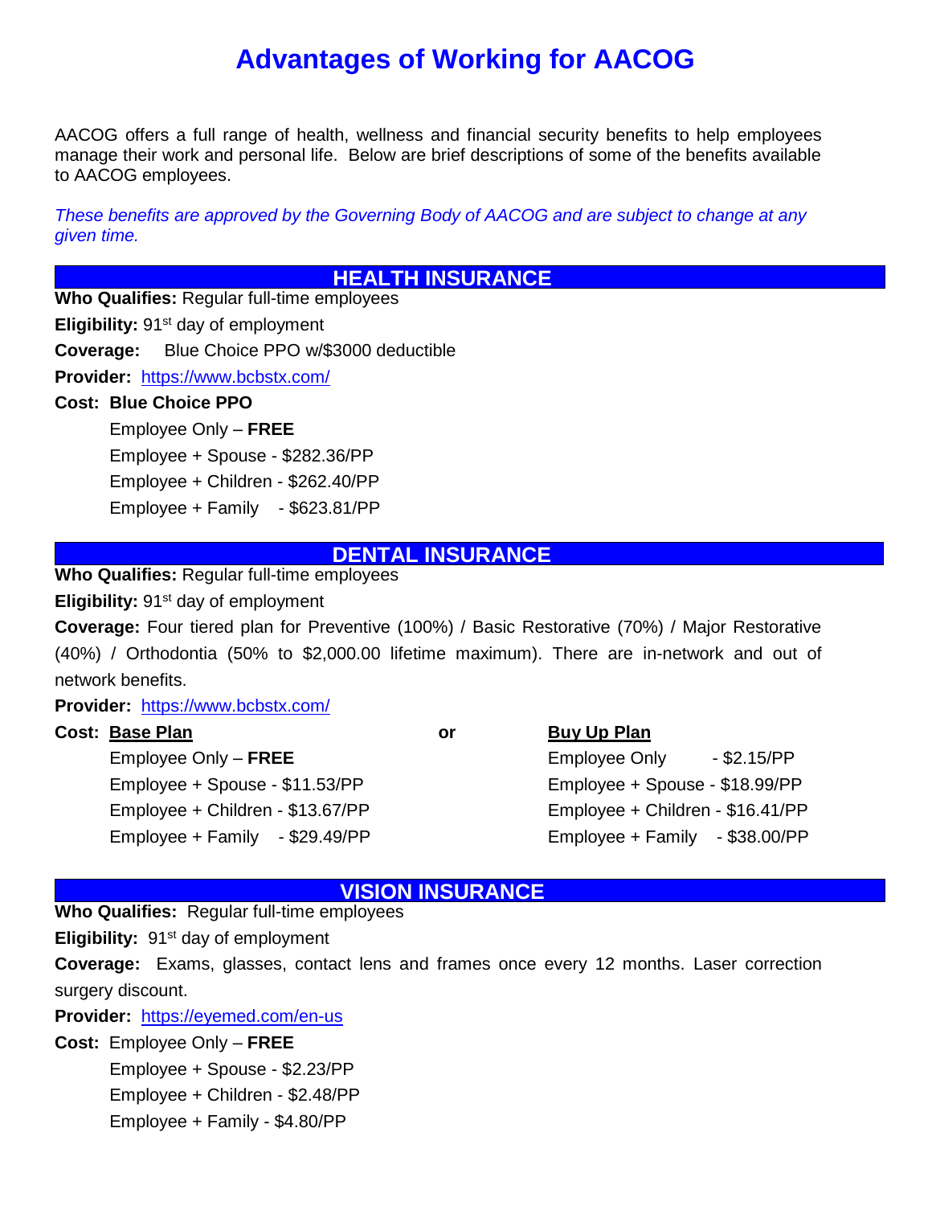# Advantages of Working for AACOG

AACOG offers a full range of health, wellness and financial security benefits to help employees manage their work and personal life. Below are brief descriptions of some of the benefits available to AACOG employees.

*These benefits are approved by the Governing Body of AACOG and are subject to change at any given time.*

## HEALTH INSURANCE

**Who Qualifies:** Regular full-time employees

**Eligibility:** 91st day of employment

**Coverage:** Blue Choice PPO w/$3000 deductible

**Provider:** https://www.bcbstx.com/

**Cost: Blue Choice PPO**

- Employee Only – **FREE**
- Employee + Spouse - $282.36/PP
- Employee + Children - $262.40/PP
- Employee + Family - $623.81/PP

## DENTAL INSURANCE

**Who Qualifies:** Regular full-time employees

**Eligibility:** 91st day of employment

**Coverage:** Four tiered plan for Preventive (100%) / Basic Restorative (70%) / Major Restorative (40%) / Orthodontia (50% to $2,000.00 lifetime maximum). There are in-network and out of network benefits.

**Provider:** https://www.bcbstx.com/

**Cost:**

| **Base Plan** | or | **Buy Up Plan** |
|---|---|---|
| Employee Only – **FREE** | | Employee Only - $2.15/PP |
| Employee + Spouse - $11.53/PP | | Employee + Spouse - $18.99/PP |
| Employee + Children - $13.67/PP | | Employee + Children - $16.41/PP |
| Employee + Family - $29.49/PP | | Employee + Family - $38.00/PP |

## VISION INSURANCE

**Who Qualifies:** Regular full-time employees

**Eligibility:** 91st day of employment

**Coverage:** Exams, glasses, contact lens and frames once every 12 months. Laser correction surgery discount.

**Provider:** https://eyemed.com/en-us

**Cost:**

- Employee Only – **FREE**
- Employee + Spouse - $2.23/PP
- Employee + Children - $2.48/PP
- Employee + Family - $4.80/PP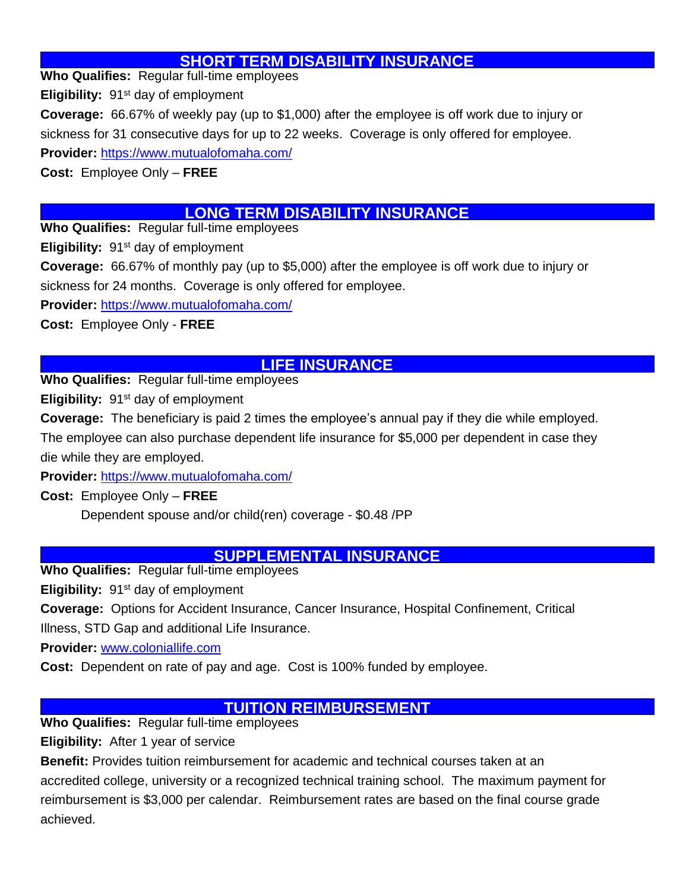## SHORT TERM DISABILITY INSURANCE

**Who Qualifies:** Regular full-time employees

**Eligibility:** 91st day of employment

**Coverage:** 66.67% of weekly pay (up to $1,000) after the employee is off work due to injury or sickness for 31 consecutive days for up to 22 weeks. Coverage is only offered for employee.

**Provider:** https://www.mutualofomaha.com/

**Cost:** Employee Only – **FREE**

## LONG TERM DISABILITY INSURANCE

**Who Qualifies:** Regular full-time employees

**Eligibility:** 91st day of employment

**Coverage:** 66.67% of monthly pay (up to $5,000) after the employee is off work due to injury or sickness for 24 months. Coverage is only offered for employee.

**Provider:** https://www.mutualofomaha.com/

**Cost:** Employee Only - **FREE**

## LIFE INSURANCE

**Who Qualifies:** Regular full-time employees

**Eligibility:** 91st day of employment

**Coverage:** The beneficiary is paid 2 times the employee's annual pay if they die while employed. The employee can also purchase dependent life insurance for $5,000 per dependent in case they die while they are employed.

**Provider:** https://www.mutualofomaha.com/

**Cost:** Employee Only – **FREE**

Dependent spouse and/or child(ren) coverage - $0.48 /PP

## SUPPLEMENTAL INSURANCE

**Who Qualifies:** Regular full-time employees

**Eligibility:** 91st day of employment

**Coverage:** Options for Accident Insurance, Cancer Insurance, Hospital Confinement, Critical Illness, STD Gap and additional Life Insurance.

**Provider:** www.coloniallife.com

**Cost:** Dependent on rate of pay and age. Cost is 100% funded by employee.

## TUITION REIMBURSEMENT

**Who Qualifies:** Regular full-time employees

**Eligibility:** After 1 year of service

**Benefit:** Provides tuition reimbursement for academic and technical courses taken at an accredited college, university or a recognized technical training school. The maximum payment for reimbursement is $3,000 per calendar. Reimbursement rates are based on the final course grade achieved.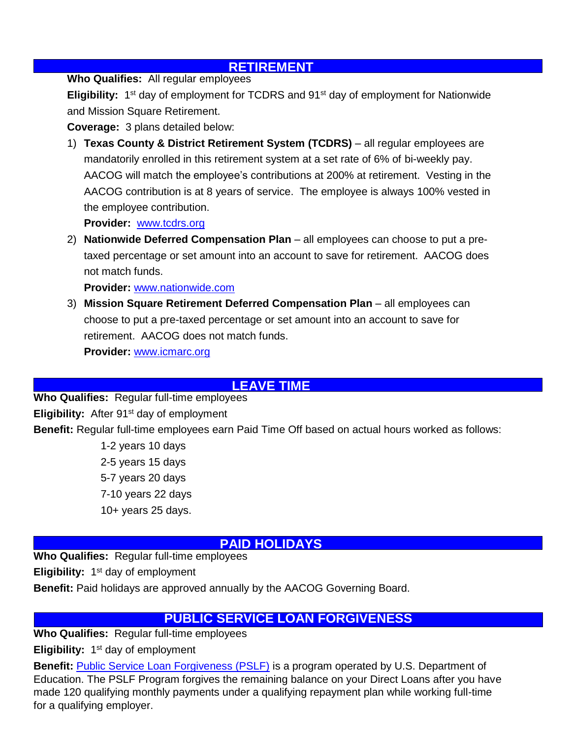## RETIREMENT

**Who Qualifies:** All regular employees

**Eligibility:** 1st day of employment for TCDRS and 91st day of employment for Nationwide and Mission Square Retirement.

**Coverage:** 3 plans detailed below:

1) **Texas County & District Retirement System (TCDRS)** – all regular employees are mandatorily enrolled in this retirement system at a set rate of 6% of bi-weekly pay. AACOG will match the employee's contributions at 200% at retirement. Vesting in the AACOG contribution is at 8 years of service. The employee is always 100% vested in the employee contribution.

   **Provider:** [www.tcdrs.org](http://www.tcdrs.org)

2) **Nationwide Deferred Compensation Plan** – all employees can choose to put a pre-taxed percentage or set amount into an account to save for retirement. AACOG does not match funds.

   **Provider:** [www.nationwide.com](http://www.nationwide.com)

3) **Mission Square Retirement Deferred Compensation Plan** – all employees can choose to put a pre-taxed percentage or set amount into an account to save for retirement. AACOG does not match funds.

   **Provider:** [www.icmarc.org](http://www.icmarc.org)

## LEAVE TIME

**Who Qualifies:** Regular full-time employees

**Eligibility:** After 91st day of employment

**Benefit:** Regular full-time employees earn Paid Time Off based on actual hours worked as follows:

1-2 years 10 days
2-5 years 15 days
5-7 years 20 days
7-10 years 22 days
10+ years 25 days.

## PAID HOLIDAYS

**Who Qualifies:** Regular full-time employees

**Eligibility:** 1st day of employment

**Benefit:** Paid holidays are approved annually by the AACOG Governing Board.

## PUBLIC SERVICE LOAN FORGIVENESS

**Who Qualifies:** Regular full-time employees

**Eligibility:** 1st day of employment

**Benefit:** Public Service Loan Forgiveness (PSLF) is a program operated by U.S. Department of Education. The PSLF Program forgives the remaining balance on your Direct Loans after you have made 120 qualifying monthly payments under a qualifying repayment plan while working full-time for a qualifying employer.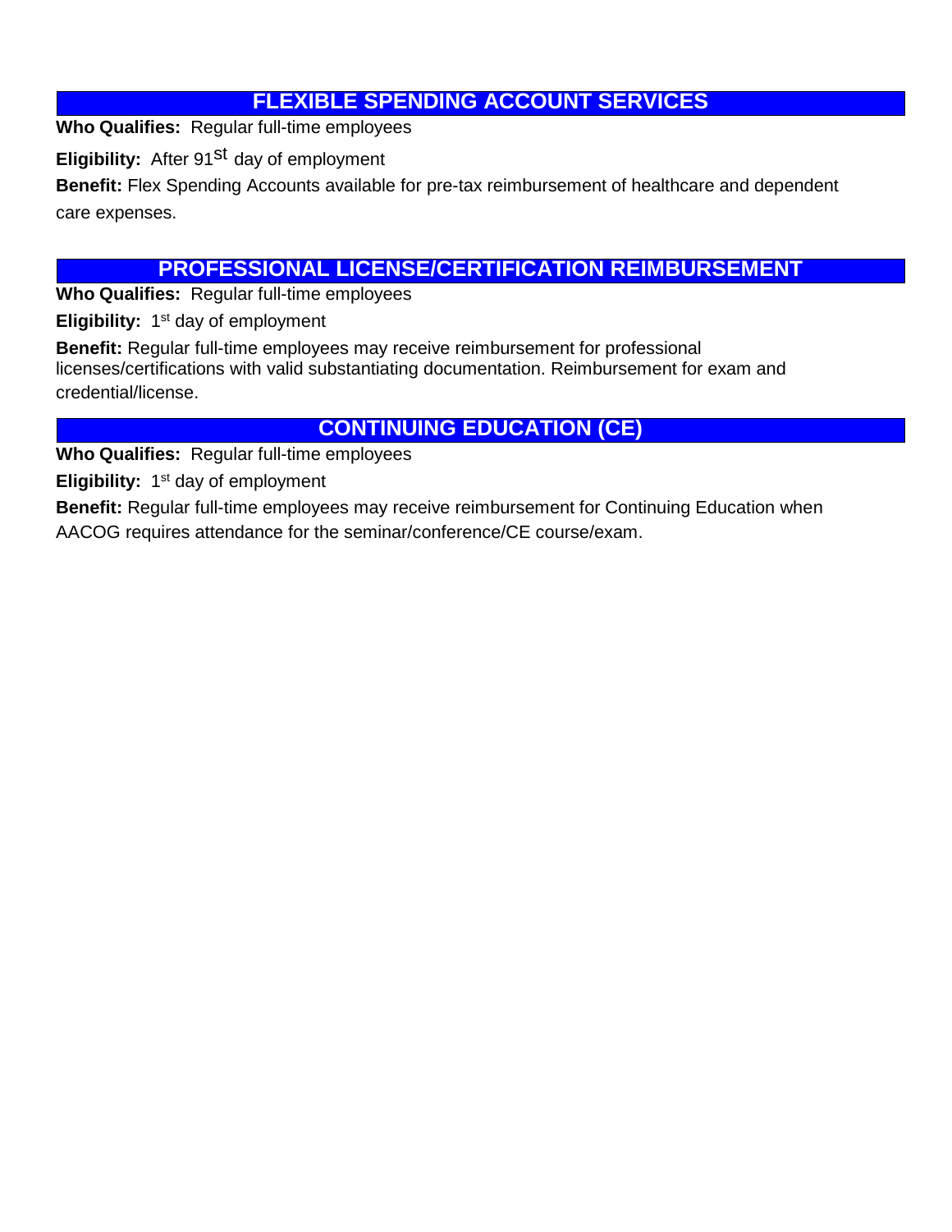## FLEXIBLE SPENDING ACCOUNT SERVICES

**Who Qualifies:** Regular full-time employees

**Eligibility:** After 91st day of employment

**Benefit:** Flex Spending Accounts available for pre-tax reimbursement of healthcare and dependent care expenses.

## PROFESSIONAL LICENSE/CERTIFICATION REIMBURSEMENT

**Who Qualifies:** Regular full-time employees

**Eligibility:** 1st day of employment

**Benefit:** Regular full-time employees may receive reimbursement for professional licenses/certifications with valid substantiating documentation. Reimbursement for exam and credential/license.

## CONTINUING EDUCATION (CE)

**Who Qualifies:** Regular full-time employees

**Eligibility:** 1st day of employment

**Benefit:** Regular full-time employees may receive reimbursement for Continuing Education when AACOG requires attendance for the seminar/conference/CE course/exam.